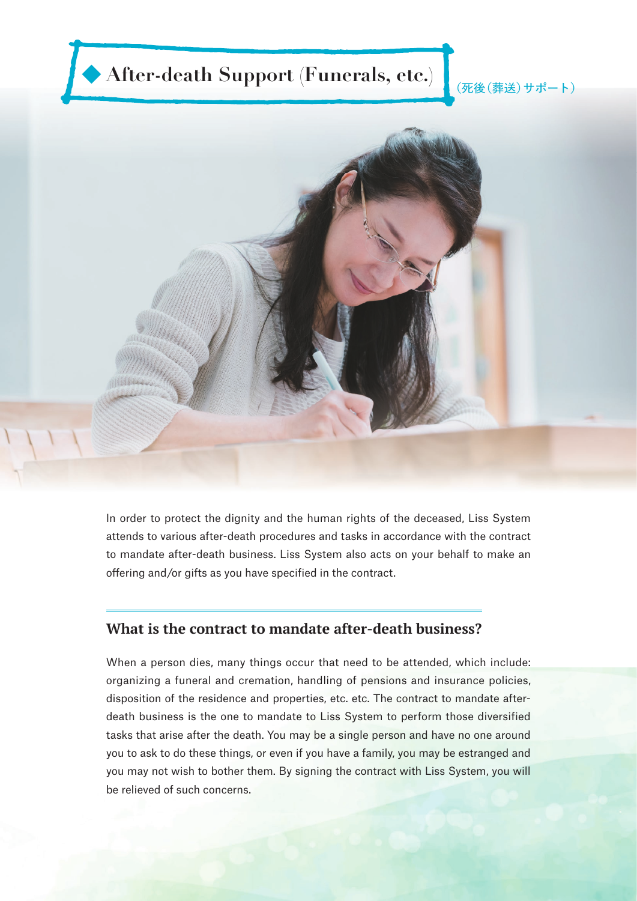# ◆ After-death Support (Funerals, etc.)

（死後（葬送）サポート）

In order to protect the dignity and the human rights of the deceased, Liss System attends to various after-death procedures and tasks in accordance with the contract to mandate after-death business. Liss System also acts on your behalf to make an offering and/or gifts as you have specified in the contract.

## What is the contract to mandate after-death business?

When a person dies, many things occur that need to be attended, which include: organizing a funeral and cremation, handling of pensions and insurance policies, disposition of the residence and properties, etc. etc. The contract to mandate after-death business is the one to mandate to Liss System to perform those diversified tasks that arise after the death. You may be a single person and have no one around you to ask to do these things, or even if you have a family, you may be estranged and you may not wish to bother them. By signing the contract with Liss System, you will be relieved of such concerns.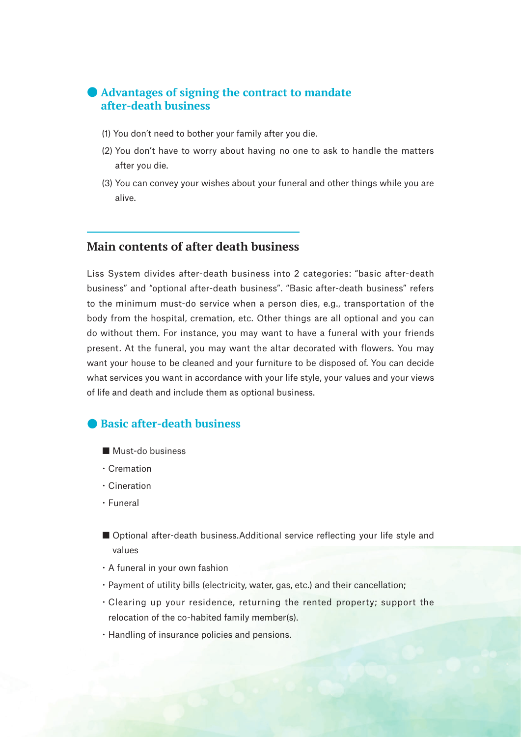### ● Advantages of signing the contract to mandate after-death business

(1) You don't need to bother your family after you die.

(2) You don't have to worry about having no one to ask to handle the matters after you die.

(3) You can convey your wishes about your funeral and other things while you are alive.

## Main contents of after death business

Liss System divides after-death business into 2 categories: "basic after-death business" and "optional after-death business". "Basic after-death business" refers to the minimum must-do service when a person dies, e.g., transportation of the body from the hospital, cremation, etc. Other things are all optional and you can do without them. For instance, you may want to have a funeral with your friends present. At the funeral, you may want the altar decorated with flowers. You may want your house to be cleaned and your furniture to be disposed of. You can decide what services you want in accordance with your life style, your values and your views of life and death and include them as optional business.

### ● Basic after-death business

■ Must-do business

- Cremation
- Cineration
- Funeral

■ Optional after-death business.Additional service reflecting your life style and values

- A funeral in your own fashion
- Payment of utility bills (electricity, water, gas, etc.) and their cancellation;
- Clearing up your residence, returning the rented property; support the relocation of the co-habited family member(s).
- Handling of insurance policies and pensions.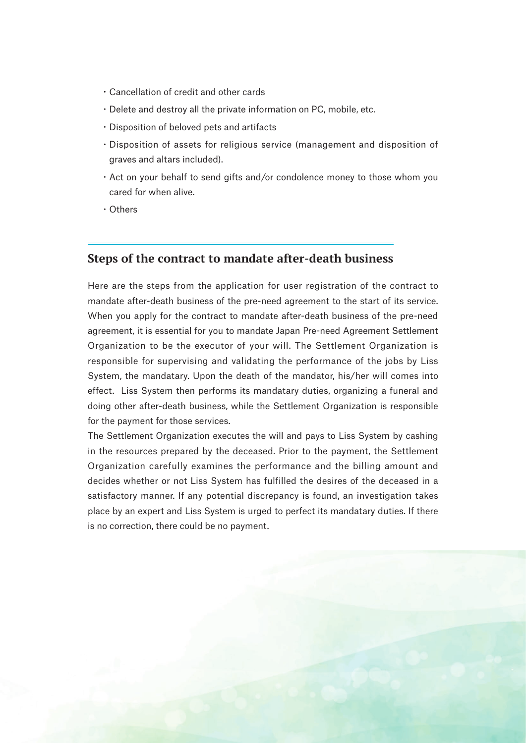- Cancellation of credit and other cards
- Delete and destroy all the private information on PC, mobile, etc.
- Disposition of beloved pets and artifacts
- Disposition of assets for religious service (management and disposition of graves and altars included).
- Act on your behalf to send gifts and/or condolence money to those whom you cared for when alive.
- Others

## Steps of the contract to mandate after-death business

Here are the steps from the application for user registration of the contract to mandate after-death business of the pre-need agreement to the start of its service. When you apply for the contract to mandate after-death business of the pre-need agreement, it is essential for you to mandate Japan Pre-need Agreement Settlement Organization to be the executor of your will. The Settlement Organization is responsible for supervising and validating the performance of the jobs by Liss System, the mandatary. Upon the death of the mandator, his/her will comes into effect. Liss System then performs its mandatary duties, organizing a funeral and doing other after-death business, while the Settlement Organization is responsible for the payment for those services.

The Settlement Organization executes the will and pays to Liss System by cashing in the resources prepared by the deceased. Prior to the payment, the Settlement Organization carefully examines the performance and the billing amount and decides whether or not Liss System has fulfilled the desires of the deceased in a satisfactory manner. If any potential discrepancy is found, an investigation takes place by an expert and Liss System is urged to perfect its mandatary duties. If there is no correction, there could be no payment.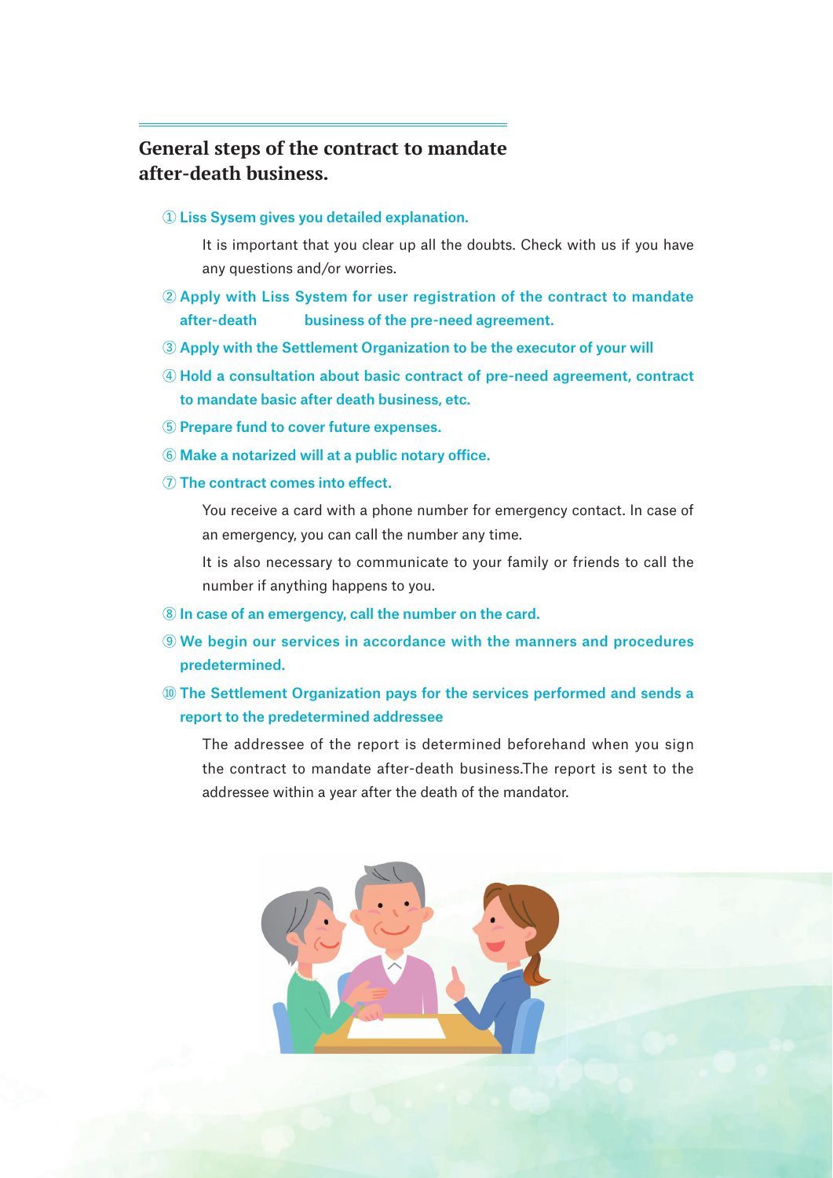## General steps of the contract to mandate after-death business.

① **Liss Sysem gives you detailed explanation.**

It is important that you clear up all the doubts. Check with us if you have any questions and/or worries.

② **Apply with Liss System for user registration of the contract to mandate after-death business of the pre-need agreement.**

③ **Apply with the Settlement Organization to be the executor of your will**

④ **Hold a consultation about basic contract of pre-need agreement, contract to mandate basic after death business, etc.**

⑤ **Prepare fund to cover future expenses.**

⑥ **Make a notarized will at a public notary office.**

⑦ **The contract comes into effect.**

You receive a card with a phone number for emergency contact. In case of an emergency, you can call the number any time.

It is also necessary to communicate to your family or friends to call the number if anything happens to you.

⑧ **In case of an emergency, call the number on the card.**

⑨ **We begin our services in accordance with the manners and procedures predetermined.**

⑩ **The Settlement Organization pays for the services performed and sends a report to the predetermined addressee**

The addressee of the report is determined beforehand when you sign the contract to mandate after-death business.The report is sent to the addressee within a year after the death of the mandator.